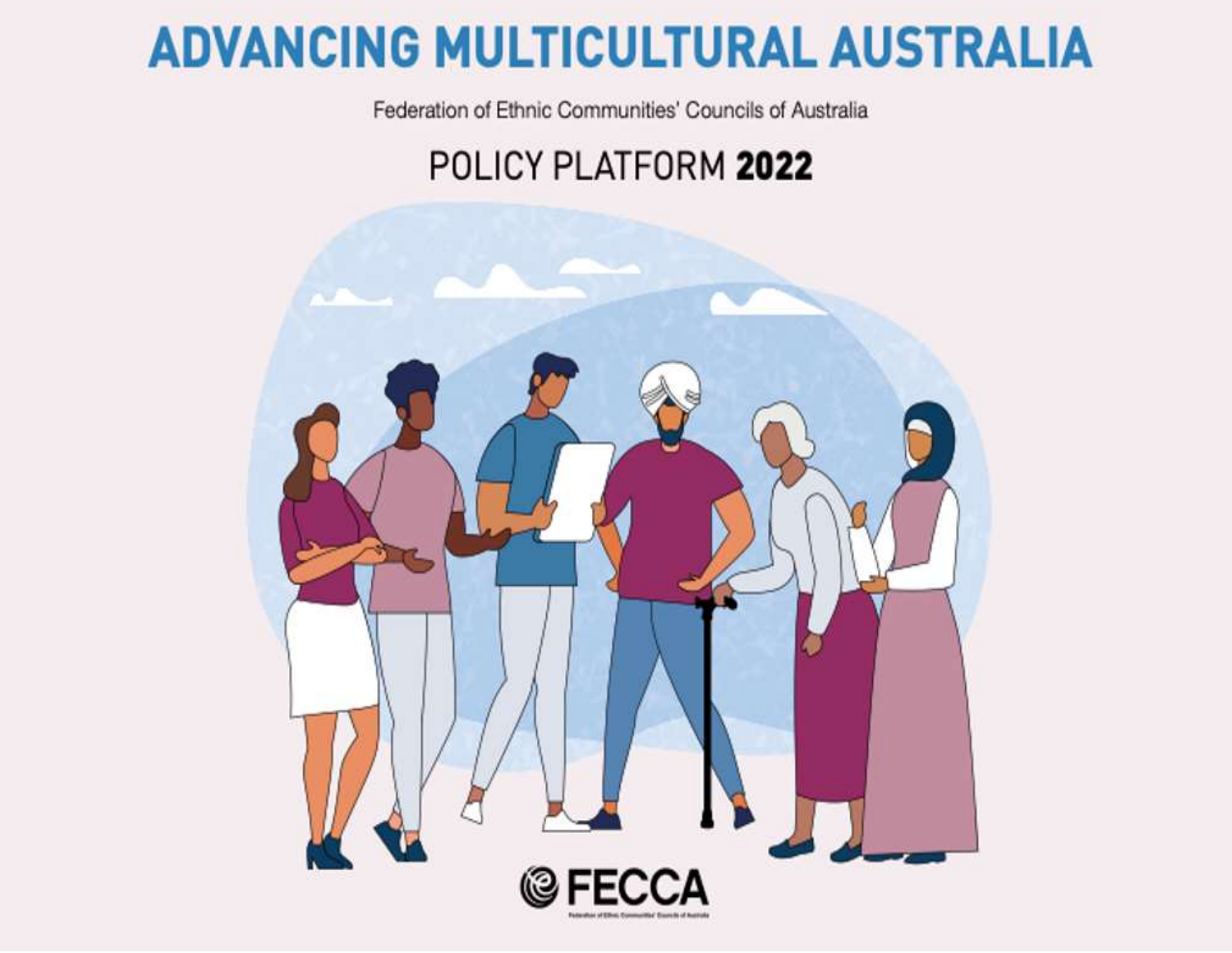# ADVANCING MULTICULTURAL AUSTRALIA

Federation of Ethnic Communities' Councils of Australia

## POLICY PLATFORM **2022**

FECCA

Federation of Ethnic Communities' Councils of Australia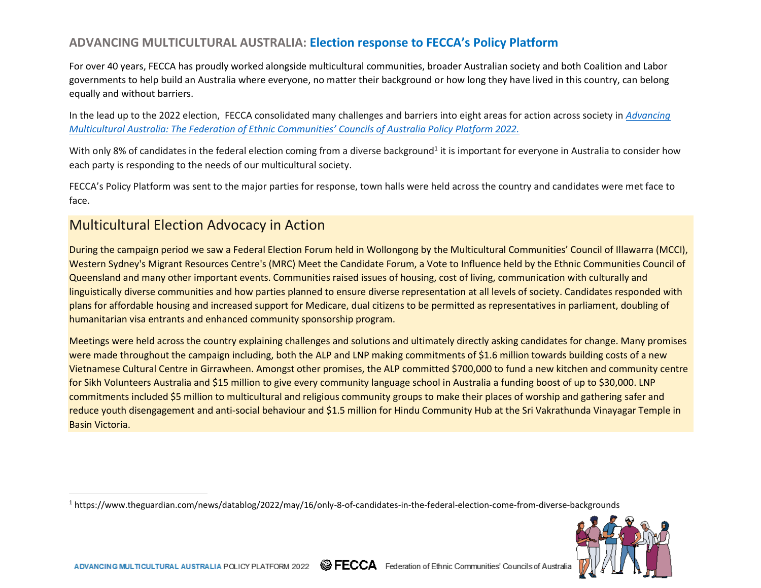## ADVANCING MULTICULTURAL AUSTRALIA: Election response to FECCA's Policy Platform

For over 40 years, FECCA has proudly worked alongside multicultural communities, broader Australian society and both Coalition and Labor governments to help build an Australia where everyone, no matter their background or how long they have lived in this country, can belong equally and without barriers.

In the lead up to the 2022 election, FECCA consolidated many challenges and barriers into eight areas for action across society in *Advancing Multicultural Australia: The Federation of Ethnic Communities' Councils of Australia Policy Platform 2022.*

With only 8% of candidates in the federal election coming from a diverse background[1] it is important for everyone in Australia to consider how each party is responding to the needs of our multicultural society.

FECCA's Policy Platform was sent to the major parties for response, town halls were held across the country and candidates were met face to face.

## Multicultural Election Advocacy in Action

During the campaign period we saw a Federal Election Forum held in Wollongong by the Multicultural Communities' Council of Illawarra (MCCI), Western Sydney's Migrant Resources Centre's (MRC) Meet the Candidate Forum, a Vote to Influence held by the Ethnic Communities Council of Queensland and many other important events. Communities raised issues of housing, cost of living, communication with culturally and linguistically diverse communities and how parties planned to ensure diverse representation at all levels of society. Candidates responded with plans for affordable housing and increased support for Medicare, dual citizens to be permitted as representatives in parliament, doubling of humanitarian visa entrants and enhanced community sponsorship program.

Meetings were held across the country explaining challenges and solutions and ultimately directly asking candidates for change. Many promises were made throughout the campaign including, both the ALP and LNP making commitments of $1.6 million towards building costs of a new Vietnamese Cultural Centre in Girrawheen. Amongst other promises, the ALP committed $700,000 to fund a new kitchen and community centre for Sikh Volunteers Australia and $15 million to give every community language school in Australia a funding boost of up to $30,000. LNP commitments included $5 million to multicultural and religious community groups to make their places of worship and gathering safer and reduce youth disengagement and anti-social behaviour and $1.5 million for Hindu Community Hub at the Sri Vakrathunda Vinayagar Temple in Basin Victoria.

[1] https://www.theguardian.com/news/datablog/2022/may/16/only-8-of-candidates-in-the-federal-election-come-from-diverse-backgrounds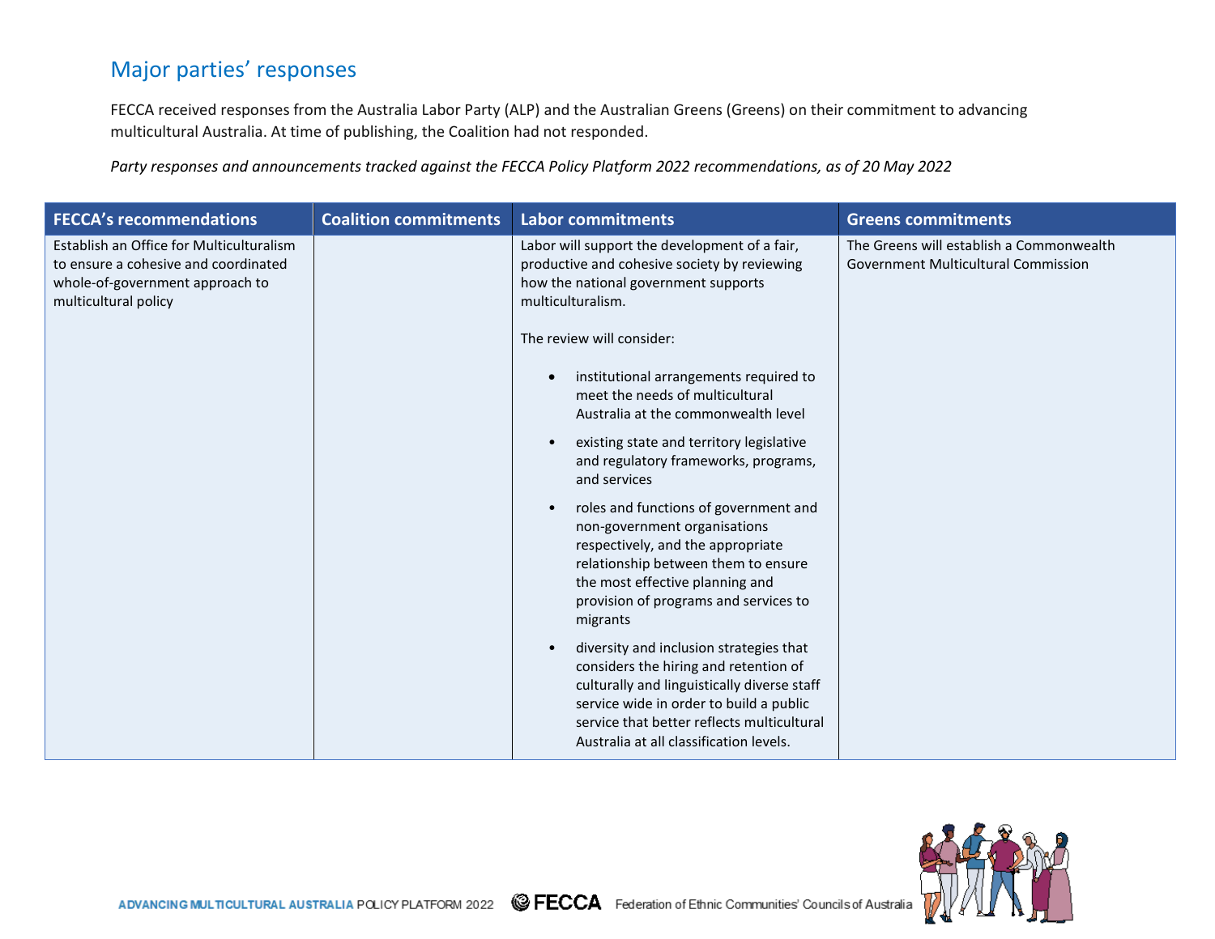## Major parties' responses

FECCA received responses from the Australia Labor Party (ALP) and the Australian Greens (Greens) on their commitment to advancing multicultural Australia. At time of publishing, the Coalition had not responded.

*Party responses and announcements tracked against the FECCA Policy Platform 2022 recommendations, as of 20 May 2022*

| FECCA's recommendations | Coalition commitments | Labor commitments | Greens commitments |
|---|---|---|---|
| Establish an Office for Multiculturalism to ensure a cohesive and coordinated whole-of-government approach to multicultural policy | | Labor will support the development of a fair, productive and cohesive society by reviewing how the national government supports multiculturalism.<br><br>The review will consider:<br><br>• institutional arrangements required to meet the needs of multicultural Australia at the commonwealth level<br>• existing state and territory legislative and regulatory frameworks, programs, and services<br>• roles and functions of government and non-government organisations respectively, and the appropriate relationship between them to ensure the most effective planning and provision of programs and services to migrants<br>• diversity and inclusion strategies that considers the hiring and retention of culturally and linguistically diverse staff service wide in order to build a public service that better reflects multicultural Australia at all classification levels. | The Greens will establish a Commonwealth Government Multicultural Commission |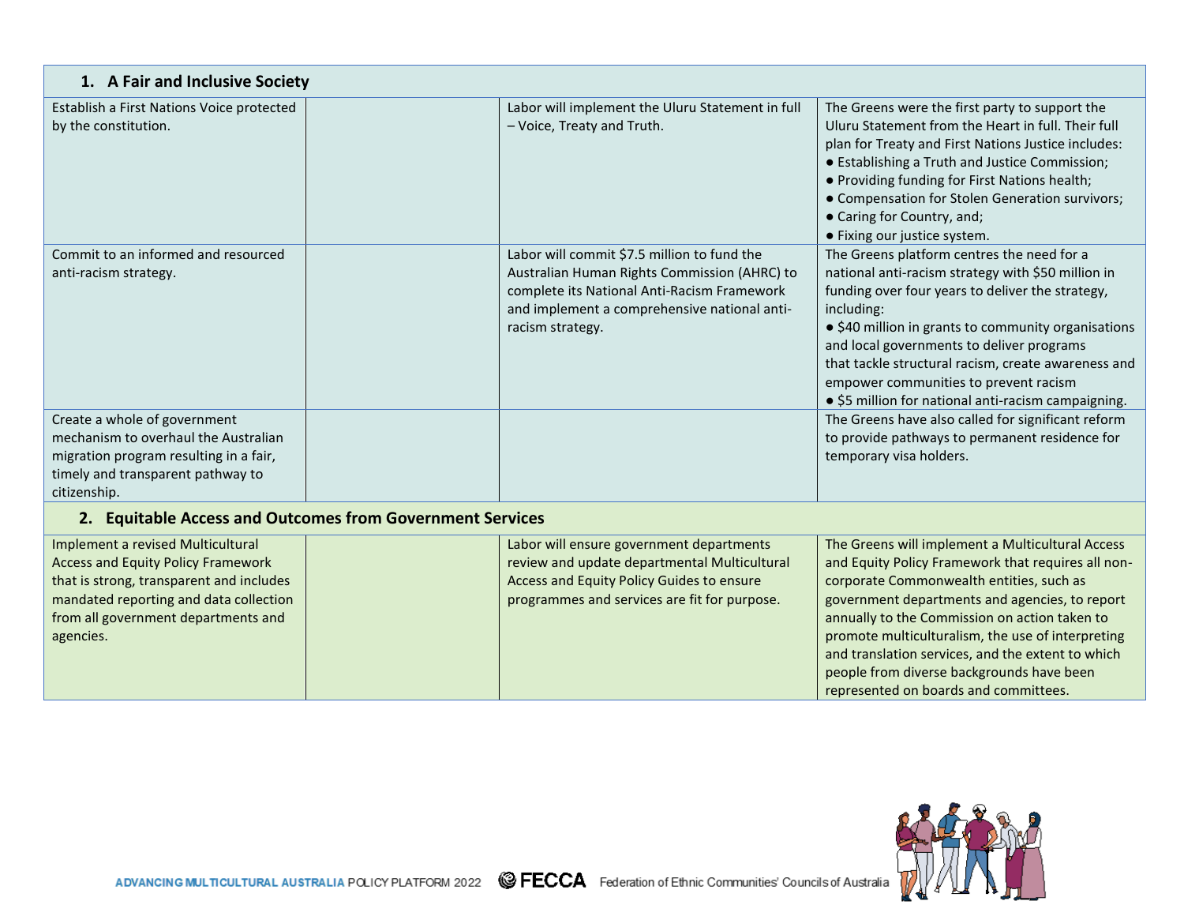| | | | |
|---|---|---|---|
| **1. A Fair and Inclusive Society** | | | |
| Establish a First Nations Voice protected by the constitution. | | Labor will implement the Uluru Statement in full – Voice, Treaty and Truth. | The Greens were the first party to support the Uluru Statement from the Heart in full. Their full plan for Treaty and First Nations Justice includes:<br>● Establishing a Truth and Justice Commission;<br>● Providing funding for First Nations health;<br>● Compensation for Stolen Generation survivors;<br>● Caring for Country, and;<br>● Fixing our justice system. |
| Commit to an informed and resourced anti-racism strategy. | | Labor will commit $7.5 million to fund the Australian Human Rights Commission (AHRC) to complete its National Anti-Racism Framework and implement a comprehensive national anti-racism strategy. | The Greens platform centres the need for a national anti-racism strategy with $50 million in funding over four years to deliver the strategy, including:<br>● $40 million in grants to community organisations and local governments to deliver programs that tackle structural racism, create awareness and empower communities to prevent racism<br>● $5 million for national anti-racism campaigning. |
| Create a whole of government mechanism to overhaul the Australian migration program resulting in a fair, timely and transparent pathway to citizenship. | | | The Greens have also called for significant reform to provide pathways to permanent residence for temporary visa holders. |
| **2. Equitable Access and Outcomes from Government Services** | | | |
| Implement a revised Multicultural Access and Equity Policy Framework that is strong, transparent and includes mandated reporting and data collection from all government departments and agencies. | | Labor will ensure government departments review and update departmental Multicultural Access and Equity Policy Guides to ensure programmes and services are fit for purpose. | The Greens will implement a Multicultural Access and Equity Policy Framework that requires all non-corporate Commonwealth entities, such as government departments and agencies, to report annually to the Commission on action taken to promote multiculturalism, the use of interpreting and translation services, and the extent to which people from diverse backgrounds have been represented on boards and committees. |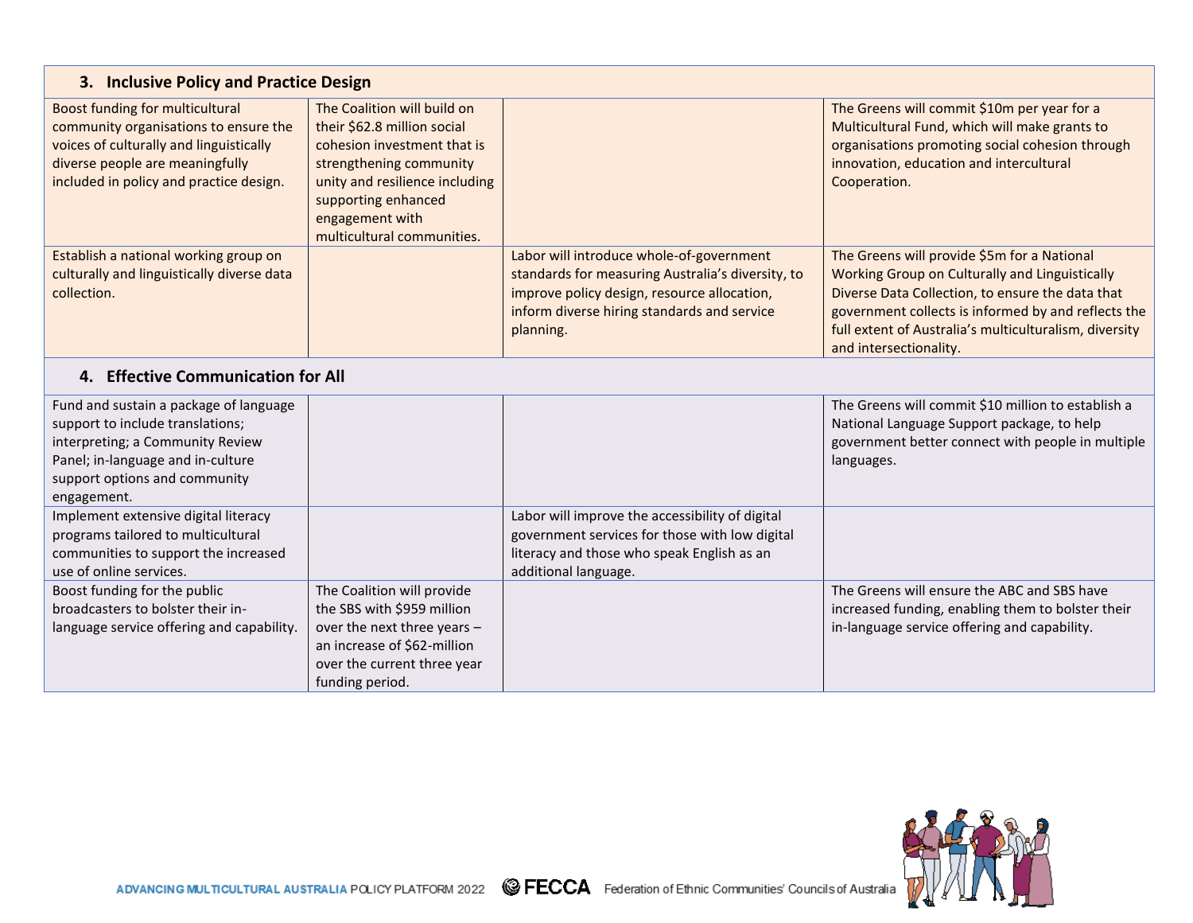| 3. Inclusive Policy and Practice Design | | | |
|---|---|---|---|
| Boost funding for multicultural community organisations to ensure the voices of culturally and linguistically diverse people are meaningfully included in policy and practice design. | The Coalition will build on their $62.8 million social cohesion investment that is strengthening community unity and resilience including supporting enhanced engagement with multicultural communities. | | The Greens will commit $10m per year for a Multicultural Fund, which will make grants to organisations promoting social cohesion through innovation, education and intercultural Cooperation. |
| Establish a national working group on culturally and linguistically diverse data collection. | | Labor will introduce whole-of-government standards for measuring Australia's diversity, to improve policy design, resource allocation, inform diverse hiring standards and service planning. | The Greens will provide $5m for a National Working Group on Culturally and Linguistically Diverse Data Collection, to ensure the data that government collects is informed by and reflects the full extent of Australia's multiculturalism, diversity and intersectionality. |
| **4. Effective Communication for All** | | | |
| Fund and sustain a package of language support to include translations; interpreting; a Community Review Panel; in-language and in-culture support options and community engagement. | | | The Greens will commit $10 million to establish a National Language Support package, to help government better connect with people in multiple languages. |
| Implement extensive digital literacy programs tailored to multicultural communities to support the increased use of online services. | | Labor will improve the accessibility of digital government services for those with low digital literacy and those who speak English as an additional language. | |
| Boost funding for the public broadcasters to bolster their in-language service offering and capability. | The Coalition will provide the SBS with $959 million over the next three years – an increase of $62-million over the current three year funding period. | | The Greens will ensure the ABC and SBS have increased funding, enabling them to bolster their in-language service offering and capability. |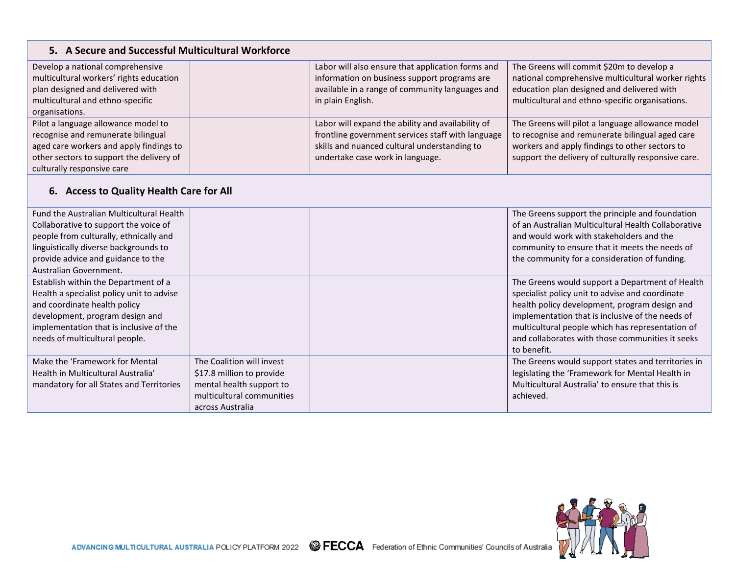| | | | |
|---|---|---|---|
| **5. A Secure and Successful Multicultural Workforce** | | | |
| Develop a national comprehensive multicultural workers' rights education plan designed and delivered with multicultural and ethno-specific organisations. | | Labor will also ensure that application forms and information on business support programs are available in a range of community languages and in plain English. | The Greens will commit $20m to develop a national comprehensive multicultural worker rights education plan designed and delivered with multicultural and ethno-specific organisations. |
| Pilot a language allowance model to recognise and remunerate bilingual aged care workers and apply findings to other sectors to support the delivery of culturally responsive care | | Labor will expand the ability and availability of frontline government services staff with language skills and nuanced cultural understanding to undertake case work in language. | The Greens will pilot a language allowance model to recognise and remunerate bilingual aged care workers and apply findings to other sectors to support the delivery of culturally responsive care. |
| **6. Access to Quality Health Care for All** | | | |
| Fund the Australian Multicultural Health Collaborative to support the voice of people from culturally, ethnically and linguistically diverse backgrounds to provide advice and guidance to the Australian Government. | | | The Greens support the principle and foundation of an Australian Multicultural Health Collaborative and would work with stakeholders and the community to ensure that it meets the needs of the community for a consideration of funding. |
| Establish within the Department of a Health a specialist policy unit to advise and coordinate health policy development, program design and implementation that is inclusive of the needs of multicultural people. | | | The Greens would support a Department of Health specialist policy unit to advise and coordinate health policy development, program design and implementation that is inclusive of the needs of multicultural people which has representation of and collaborates with those communities it seeks to benefit. |
| Make the 'Framework for Mental Health in Multicultural Australia' mandatory for all States and Territories | The Coalition will invest $17.8 million to provide mental health support to multicultural communities across Australia | | The Greens would support states and territories in legislating the 'Framework for Mental Health in Multicultural Australia' to ensure that this is achieved. |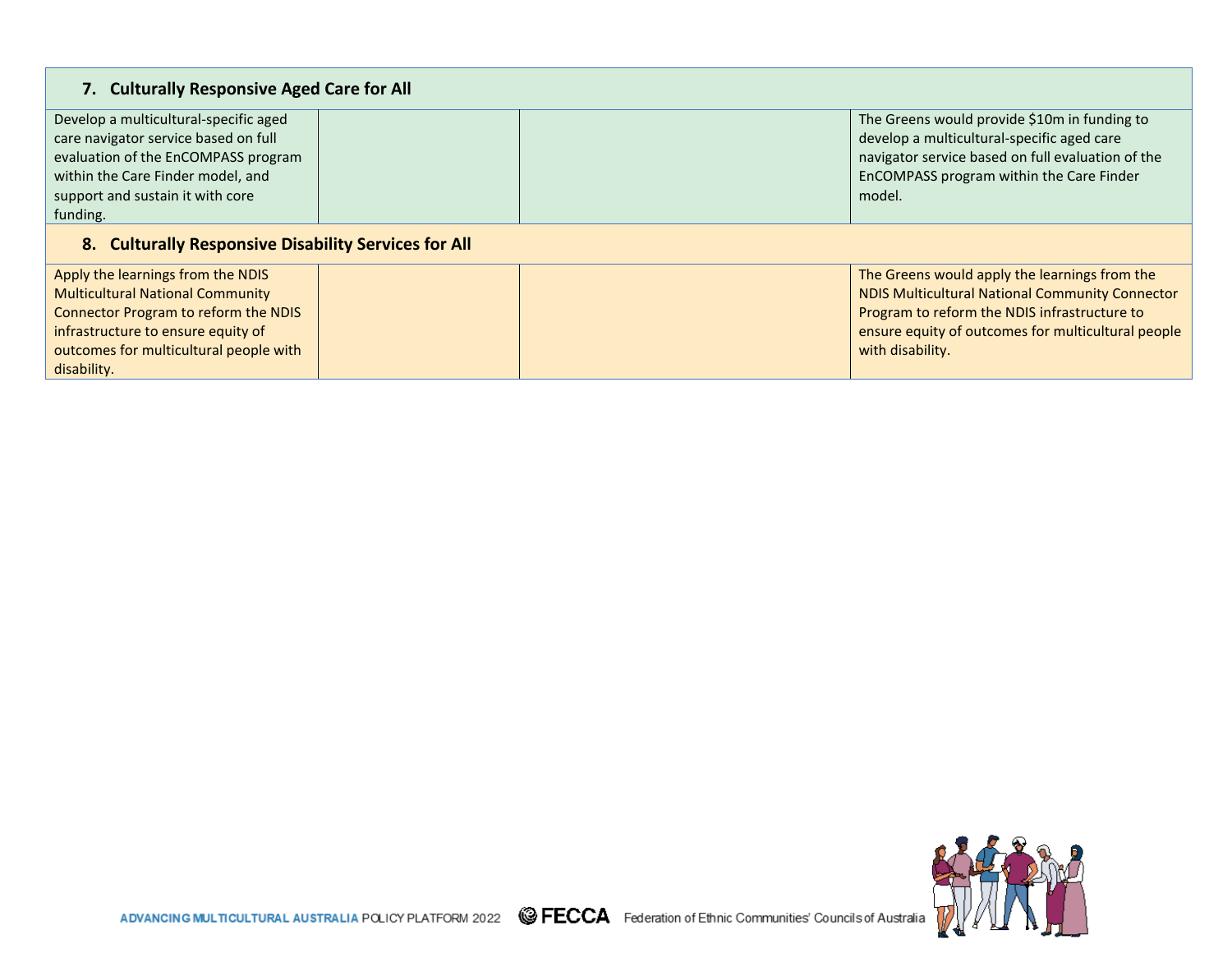| | | | |
|---|---|---|---|
| **7. Culturally Responsive Aged Care for All** | | | |
| Develop a multicultural-specific aged care navigator service based on full evaluation of the EnCOMPASS program within the Care Finder model, and support and sustain it with core funding. | | | The Greens would provide $10m in funding to develop a multicultural-specific aged care navigator service based on full evaluation of the EnCOMPASS program within the Care Finder model. |
| **8. Culturally Responsive Disability Services for All** | | | |
| Apply the learnings from the NDIS Multicultural National Community Connector Program to reform the NDIS infrastructure to ensure equity of outcomes for multicultural people with disability. | | | The Greens would apply the learnings from the NDIS Multicultural National Community Connector Program to reform the NDIS infrastructure to ensure equity of outcomes for multicultural people with disability. |